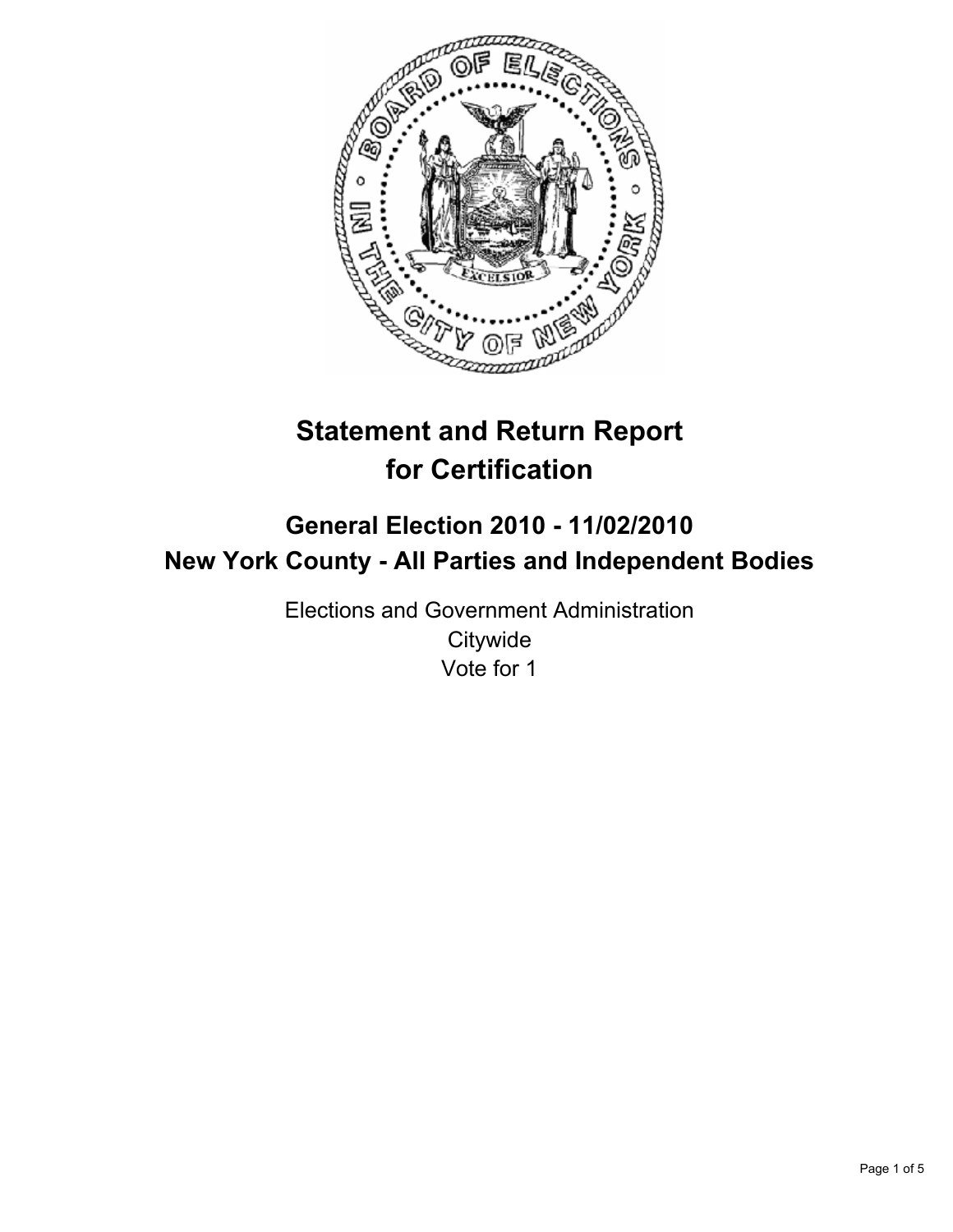# Statement and Return Report for Certification

## General Election 2010 - 11/02/2010
## New York County - All Parties and Independent Bodies

Elections and Government Administration
Citywide
Vote for 1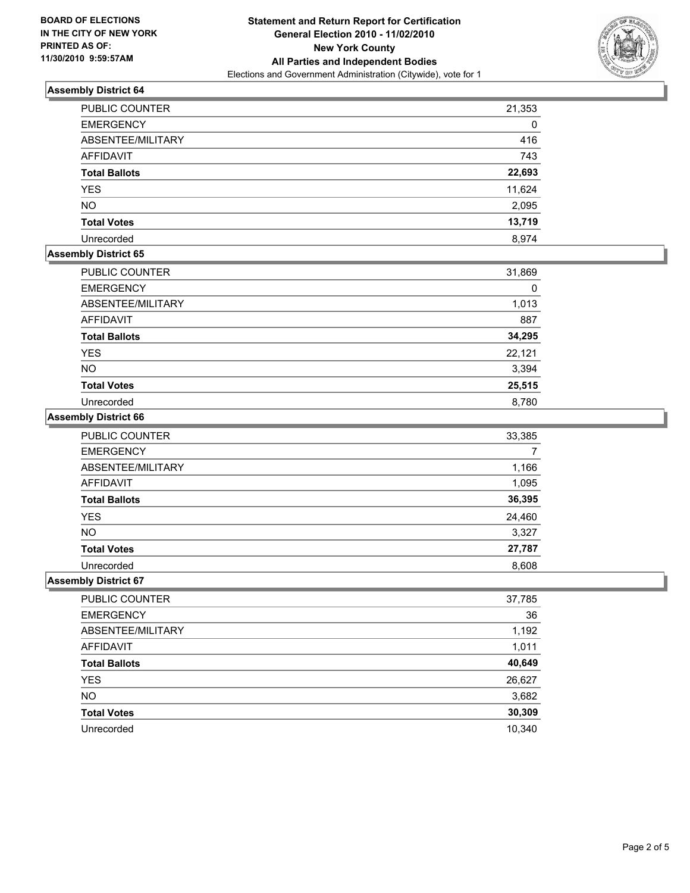**BOARD OF ELECTIONS**
**IN THE CITY OF NEW YORK**
**PRINTED AS OF:**
**11/30/2010 9:59:57AM**

**Statement and Return Report for Certification**
**General Election 2010 - 11/02/2010**
**New York County**
**All Parties and Independent Bodies**
Elections and Government Administration (Citywide), vote for 1

### Assembly District 64

| | |
|---|---|
| PUBLIC COUNTER | 21,353 |
| EMERGENCY | 0 |
| ABSENTEE/MILITARY | 416 |
| AFFIDAVIT | 743 |
| **Total Ballots** | **22,693** |
| YES | 11,624 |
| NO | 2,095 |
| **Total Votes** | **13,719** |
| Unrecorded | 8,974 |

### Assembly District 65

| | |
|---|---|
| PUBLIC COUNTER | 31,869 |
| EMERGENCY | 0 |
| ABSENTEE/MILITARY | 1,013 |
| AFFIDAVIT | 887 |
| **Total Ballots** | **34,295** |
| YES | 22,121 |
| NO | 3,394 |
| **Total Votes** | **25,515** |
| Unrecorded | 8,780 |

### Assembly District 66

| | |
|---|---|
| PUBLIC COUNTER | 33,385 |
| EMERGENCY | 7 |
| ABSENTEE/MILITARY | 1,166 |
| AFFIDAVIT | 1,095 |
| **Total Ballots** | **36,395** |
| YES | 24,460 |
| NO | 3,327 |
| **Total Votes** | **27,787** |
| Unrecorded | 8,608 |

### Assembly District 67

| | |
|---|---|
| PUBLIC COUNTER | 37,785 |
| EMERGENCY | 36 |
| ABSENTEE/MILITARY | 1,192 |
| AFFIDAVIT | 1,011 |
| **Total Ballots** | **40,649** |
| YES | 26,627 |
| NO | 3,682 |
| **Total Votes** | **30,309** |
| Unrecorded | 10,340 |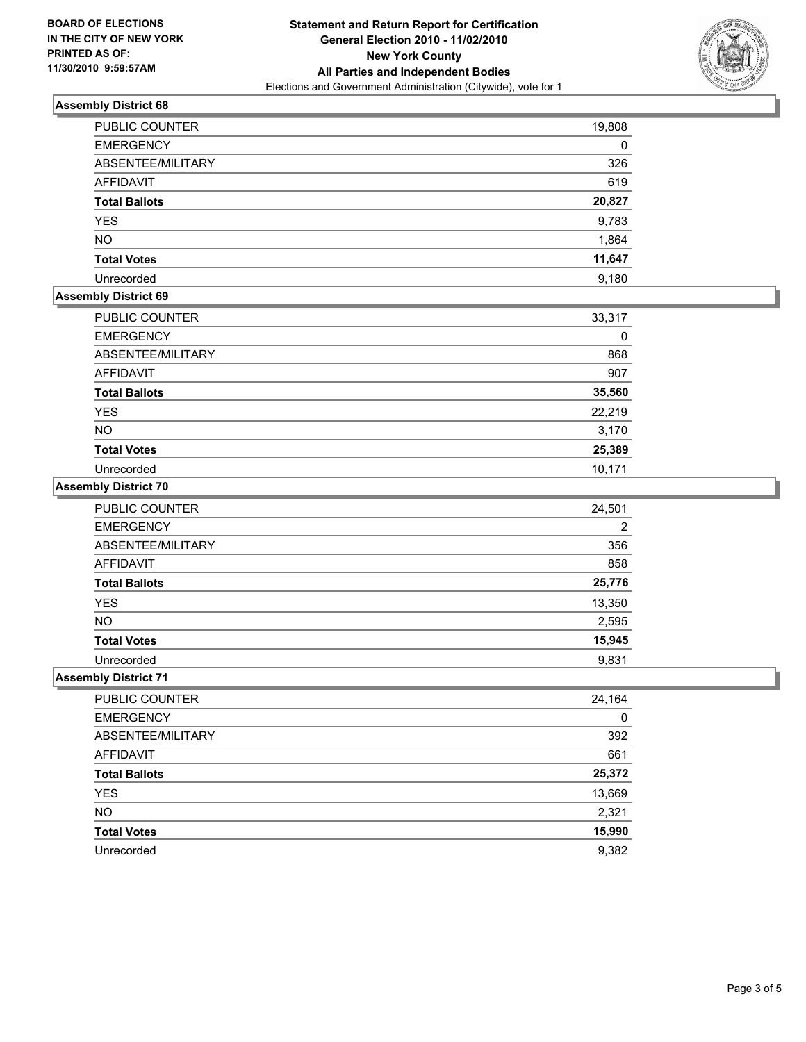**BOARD OF ELECTIONS IN THE CITY OF NEW YORK PRINTED AS OF: 11/30/2010 9:59:57AM**

# Statement and Return Report for Certification
## General Election 2010 - 11/02/2010
## New York County
## All Parties and Independent Bodies
Elections and Government Administration (Citywide), vote for 1

### Assembly District 68

| | |
|---|---|
| PUBLIC COUNTER | 19,808 |
| EMERGENCY | 0 |
| ABSENTEE/MILITARY | 326 |
| AFFIDAVIT | 619 |
| **Total Ballots** | **20,827** |
| YES | 9,783 |
| NO | 1,864 |
| **Total Votes** | **11,647** |
| Unrecorded | 9,180 |

### Assembly District 69

| | |
|---|---|
| PUBLIC COUNTER | 33,317 |
| EMERGENCY | 0 |
| ABSENTEE/MILITARY | 868 |
| AFFIDAVIT | 907 |
| **Total Ballots** | **35,560** |
| YES | 22,219 |
| NO | 3,170 |
| **Total Votes** | **25,389** |
| Unrecorded | 10,171 |

### Assembly District 70

| | |
|---|---|
| PUBLIC COUNTER | 24,501 |
| EMERGENCY | 2 |
| ABSENTEE/MILITARY | 356 |
| AFFIDAVIT | 858 |
| **Total Ballots** | **25,776** |
| YES | 13,350 |
| NO | 2,595 |
| **Total Votes** | **15,945** |
| Unrecorded | 9,831 |

### Assembly District 71

| | |
|---|---|
| PUBLIC COUNTER | 24,164 |
| EMERGENCY | 0 |
| ABSENTEE/MILITARY | 392 |
| AFFIDAVIT | 661 |
| **Total Ballots** | **25,372** |
| YES | 13,669 |
| NO | 2,321 |
| **Total Votes** | **15,990** |
| Unrecorded | 9,382 |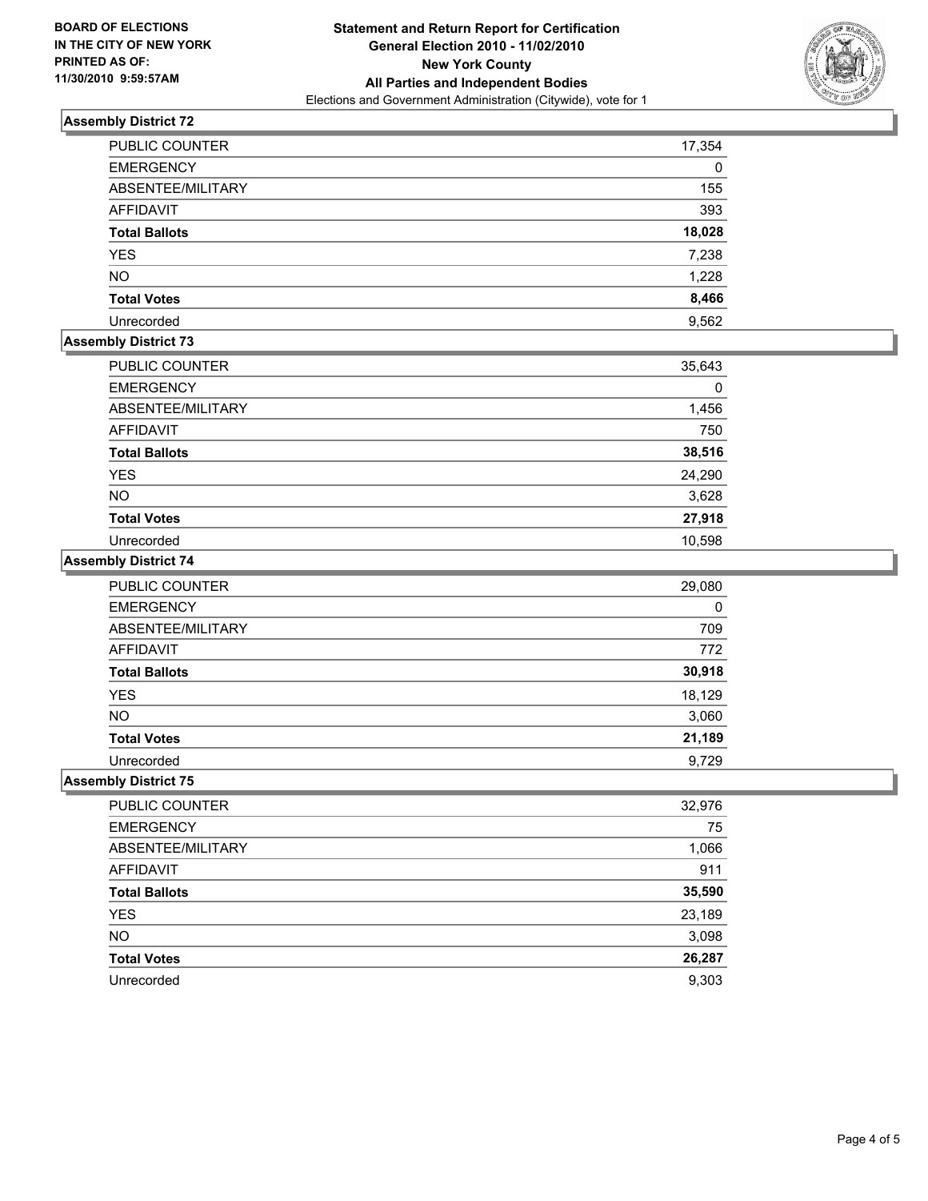**BOARD OF ELECTIONS IN THE CITY OF NEW YORK PRINTED AS OF: 11/30/2010 9:59:57AM**

**Statement and Return Report for Certification General Election 2010 - 11/02/2010 New York County All Parties and Independent Bodies**
Elections and Government Administration (Citywide), vote for 1

### Assembly District 72

| | |
|---|---|
| PUBLIC COUNTER | 17,354 |
| EMERGENCY | 0 |
| ABSENTEE/MILITARY | 155 |
| AFFIDAVIT | 393 |
| **Total Ballots** | **18,028** |
| YES | 7,238 |
| NO | 1,228 |
| **Total Votes** | **8,466** |
| Unrecorded | 9,562 |

### Assembly District 73

| | |
|---|---|
| PUBLIC COUNTER | 35,643 |
| EMERGENCY | 0 |
| ABSENTEE/MILITARY | 1,456 |
| AFFIDAVIT | 750 |
| **Total Ballots** | **38,516** |
| YES | 24,290 |
| NO | 3,628 |
| **Total Votes** | **27,918** |
| Unrecorded | 10,598 |

### Assembly District 74

| | |
|---|---|
| PUBLIC COUNTER | 29,080 |
| EMERGENCY | 0 |
| ABSENTEE/MILITARY | 709 |
| AFFIDAVIT | 772 |
| **Total Ballots** | **30,918** |
| YES | 18,129 |
| NO | 3,060 |
| **Total Votes** | **21,189** |
| Unrecorded | 9,729 |

### Assembly District 75

| | |
|---|---|
| PUBLIC COUNTER | 32,976 |
| EMERGENCY | 75 |
| ABSENTEE/MILITARY | 1,066 |
| AFFIDAVIT | 911 |
| **Total Ballots** | **35,590** |
| YES | 23,189 |
| NO | 3,098 |
| **Total Votes** | **26,287** |
| Unrecorded | 9,303 |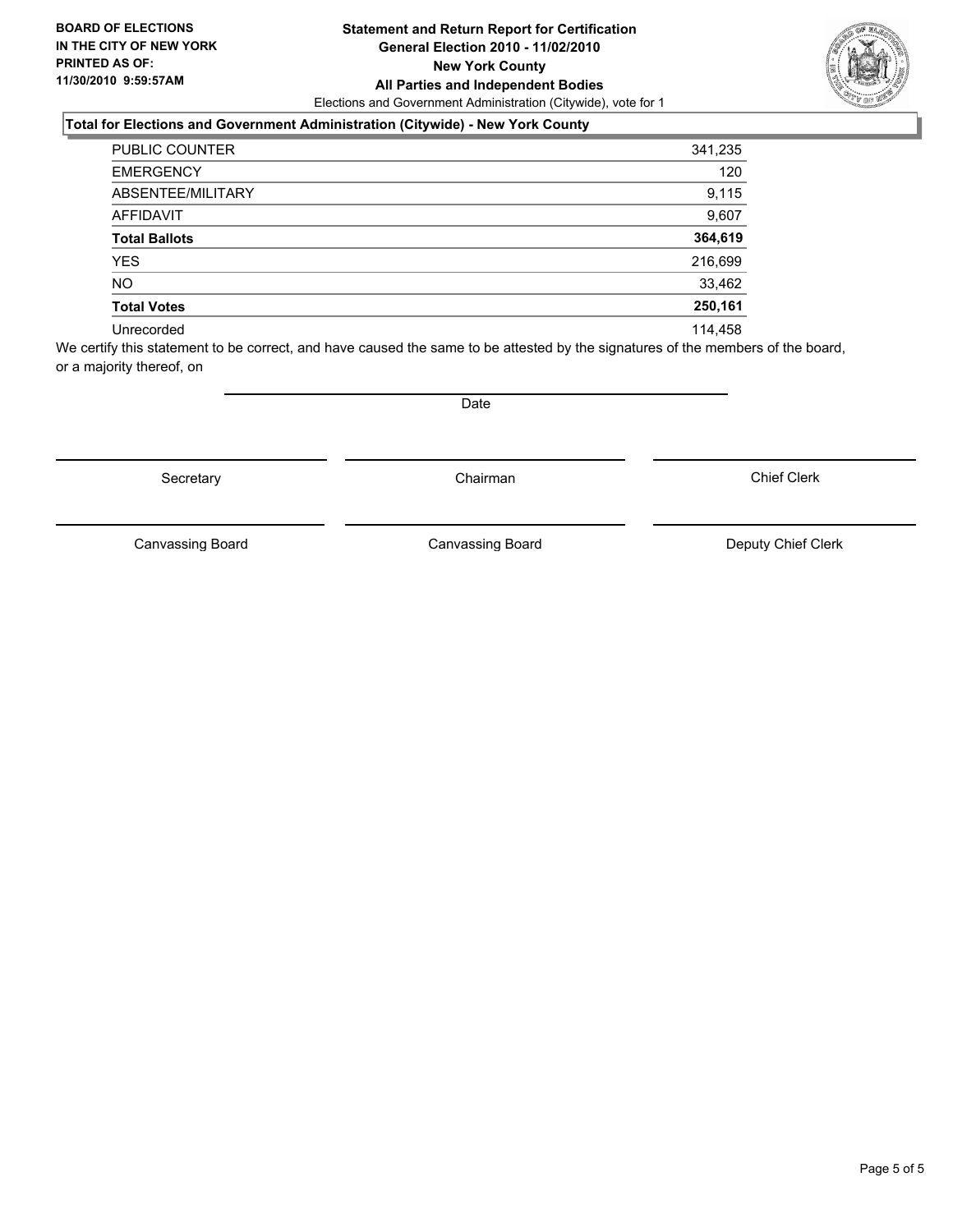**BOARD OF ELECTIONS IN THE CITY OF NEW YORK PRINTED AS OF: 11/30/2010 9:59:57AM**

**Statement and Return Report for Certification**
**General Election 2010 - 11/02/2010**
**New York County**
**All Parties and Independent Bodies**
Elections and Government Administration (Citywide), vote for 1

### Total for Elections and Government Administration (Citywide) - New York County

| | |
|---|---|
| PUBLIC COUNTER | 341,235 |
| EMERGENCY | 120 |
| ABSENTEE/MILITARY | 9,115 |
| AFFIDAVIT | 9,607 |
| **Total Ballots** | **364,619** |
| YES | 216,699 |
| NO | 33,462 |
| **Total Votes** | **250,161** |
| Unrecorded | 114,458 |

We certify this statement to be correct, and have caused the same to be attested by the signatures of the members of the board, or a majority thereof, on

Date

Secretary | Chairman | Chief Clerk

Canvassing Board | Canvassing Board | Deputy Chief Clerk